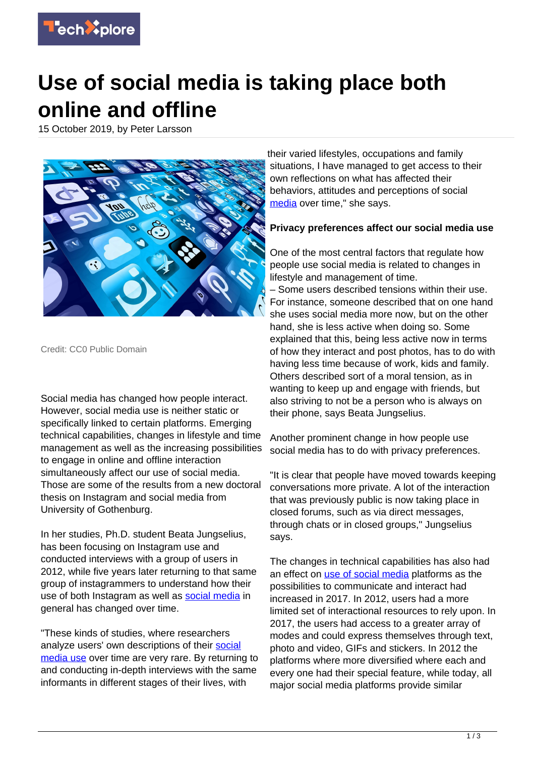# Use of social media is taking place both online and offline

15 October 2019, by Peter Larsson

Credit: CC0 Public Domain

Social media has changed how people interact. However, social media use is neither static or specifically linked to certain platforms. Emerging technical capabilities, changes in lifestyle and time management as well as the increasing possibilities to engage in online and offline interaction simultaneously affect our use of social media. Those are some of the results from a new doctoral thesis on Instagram and social media from University of Gothenburg.

In her studies, Ph.D. student Beata Jungselius, has been focusing on Instagram use and conducted interviews with a group of users in 2012, while five years later returning to that same group of instagrammers to understand how their use of both Instagram as well as social media in general has changed over time.

"These kinds of studies, where researchers analyze users' own descriptions of their social media use over time are very rare. By returning to and conducting in-depth interviews with the same informants in different stages of their lives, with their varied lifestyles, occupations and family situations, I have managed to get access to their own reflections on what has affected their behaviors, attitudes and perceptions of social media over time," she says.

**Privacy preferences affect our social media use**

One of the most central factors that regulate how people use social media is related to changes in lifestyle and management of time.
– Some users described tensions within their use. For instance, someone described that on one hand she uses social media more now, but on the other hand, she is less active when doing so. Some explained that this, being less active now in terms of how they interact and post photos, has to do with having less time because of work, kids and family. Others described sort of a moral tension, as in wanting to keep up and engage with friends, but also striving to not be a person who is always on their phone, says Beata Jungselius.

Another prominent change in how people use social media has to do with privacy preferences.

"It is clear that people have moved towards keeping conversations more private. A lot of the interaction that was previously public is now taking place in closed forums, such as via direct messages, through chats or in closed groups," Jungselius says.

The changes in technical capabilities has also had an effect on use of social media platforms as the possibilities to communicate and interact had increased in 2017. In 2012, users had a more limited set of interactional resources to rely upon. In 2017, the users had access to a greater array of modes and could express themselves through text, photo and video, GIFs and stickers. In 2012 the platforms where more diversified where each and every one had their special feature, while today, all major social media platforms provide similar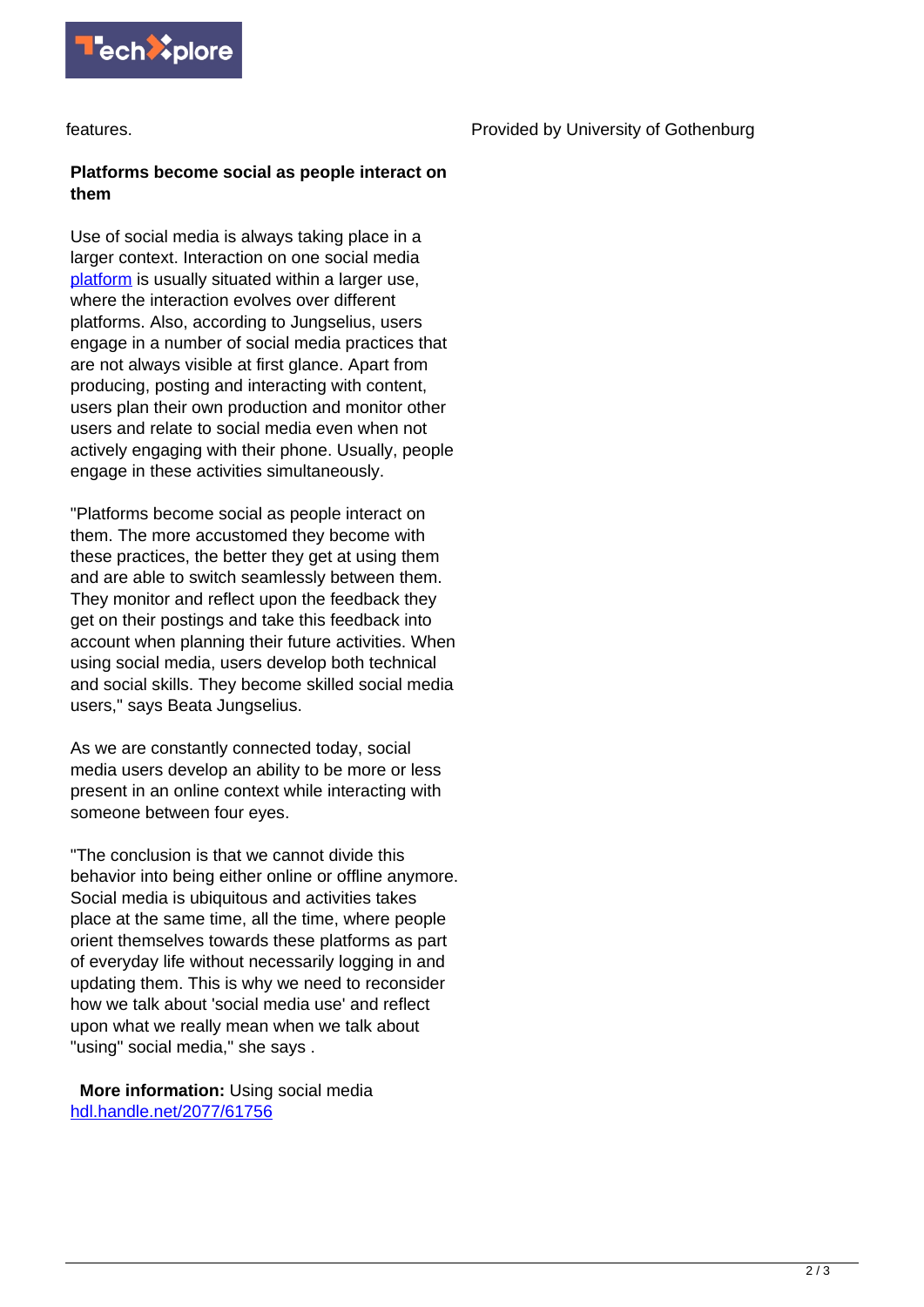features.

Provided by University of Gothenburg

**Platforms become social as people interact on them**

Use of social media is always taking place in a larger context. Interaction on one social media platform is usually situated within a larger use, where the interaction evolves over different platforms. Also, according to Jungselius, users engage in a number of social media practices that are not always visible at first glance. Apart from producing, posting and interacting with content, users plan their own production and monitor other users and relate to social media even when not actively engaging with their phone. Usually, people engage in these activities simultaneously.

"Platforms become social as people interact on them. The more accustomed they become with these practices, the better they get at using them and are able to switch seamlessly between them. They monitor and reflect upon the feedback they get on their postings and take this feedback into account when planning their future activities. When using social media, users develop both technical and social skills. They become skilled social media users," says Beata Jungselius.

As we are constantly connected today, social media users develop an ability to be more or less present in an online context while interacting with someone between four eyes.

"The conclusion is that we cannot divide this behavior into being either online or offline anymore. Social media is ubiquitous and activities takes place at the same time, all the time, where people orient themselves towards these platforms as part of everyday life without necessarily logging in and updating them. This is why we need to reconsider how we talk about 'social media use' and reflect upon what we really mean when we talk about "using" social media," she says .

**More information:** Using social media hdl.handle.net/2077/61756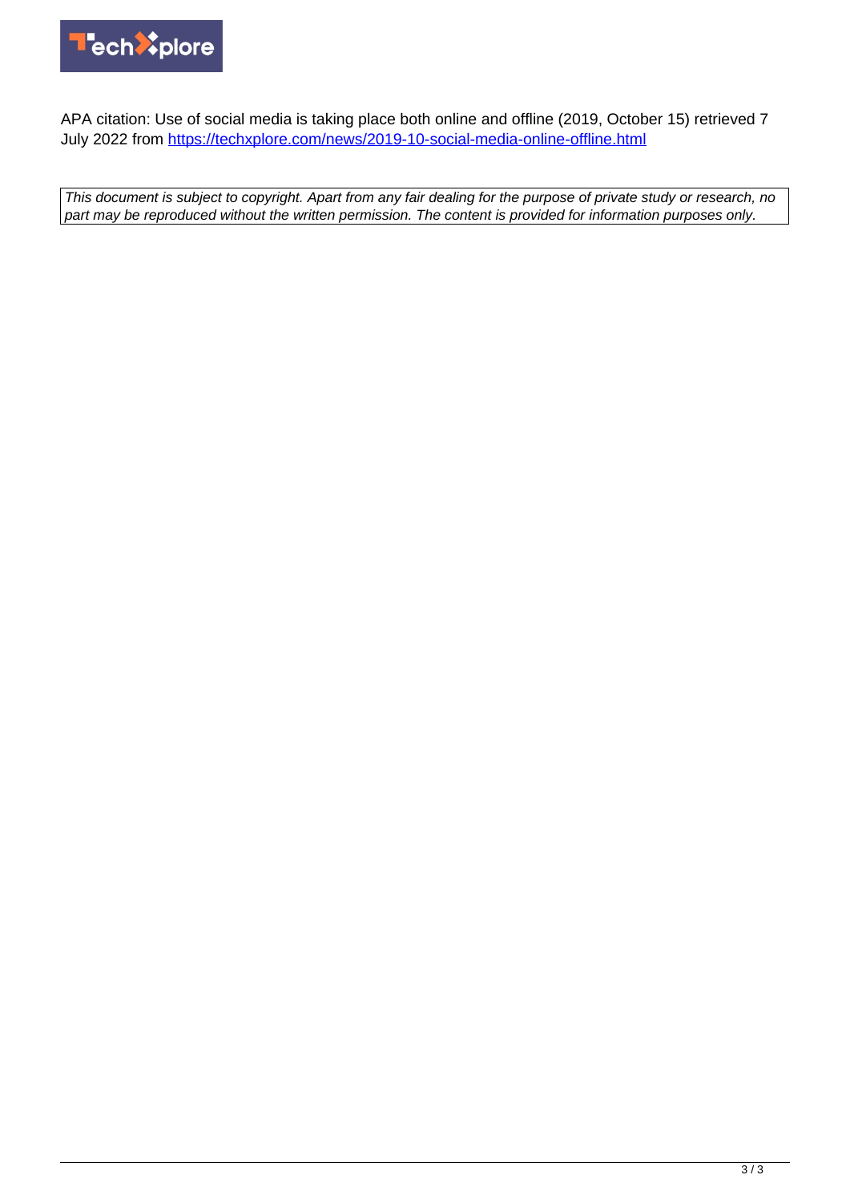APA citation: Use of social media is taking place both online and offline (2019, October 15) retrieved 7 July 2022 from https://techxplore.com/news/2019-10-social-media-online-offline.html

*This document is subject to copyright. Apart from any fair dealing for the purpose of private study or research, no part may be reproduced without the written permission. The content is provided for information purposes only.*